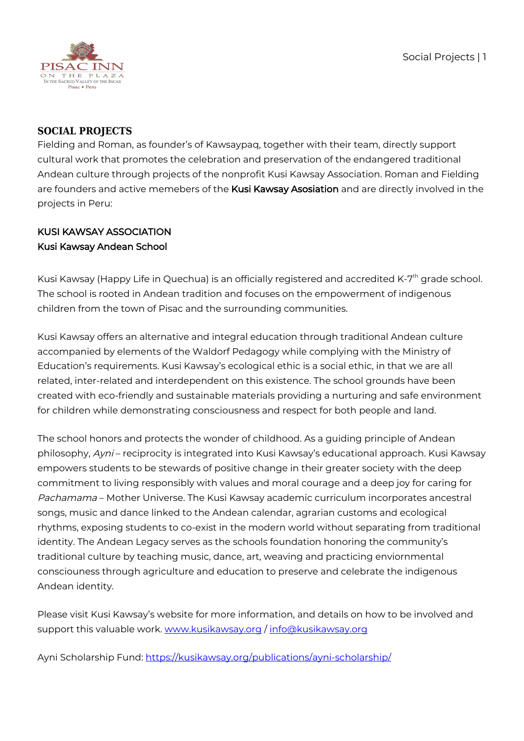## SOCIAL PROJECTS

Fielding and Roman, as founder's of Kawsaypaq, together with their team, directly support cultural work that promotes the celebration and preservation of the endangered traditional Andean culture through projects of the nonprofit Kusi Kawsay Association. Roman and Fielding are founders and active memebers of the **Kusi Kawsay Asosiation** and are directly involved in the projects in Peru:

### KUSI KAWSAY ASSOCIATION
### Kusi Kawsay Andean School

Kusi Kawsay (Happy Life in Quechua) is an officially registered and accredited K-7th grade school. The school is rooted in Andean tradition and focuses on the empowerment of indigenous children from the town of Pisac and the surrounding communities.

Kusi Kawsay offers an alternative and integral education through traditional Andean culture accompanied by elements of the Waldorf Pedagogy while complying with the Ministry of Education's requirements. Kusi Kawsay's ecological ethic is a social ethic, in that we are all related, inter-related and interdependent on this existence. The school grounds have been created with eco-friendly and sustainable materials providing a nurturing and safe environment for children while demonstrating consciousness and respect for both people and land.

The school honors and protects the wonder of childhood. As a guiding principle of Andean philosophy, *Ayni* – reciprocity is integrated into Kusi Kawsay's educational approach. Kusi Kawsay empowers students to be stewards of positive change in their greater society with the deep commitment to living responsibly with values and moral courage and a deep joy for caring for *Pachamama* – Mother Universe. The Kusi Kawsay academic curriculum incorporates ancestral songs, music and dance linked to the Andean calendar, agrarian customs and ecological rhythms, exposing students to co-exist in the modern world without separating from traditional identity. The Andean Legacy serves as the schools foundation honoring the community's traditional culture by teaching music, dance, art, weaving and practicing enviornmental consciouness through agriculture and education to preserve and celebrate the indigenous Andean identity.

Please visit Kusi Kawsay's website for more information, and details on how to be involved and support this valuable work. [www.kusikawsay.org](http://www.kusikawsay.org) / [info@kusikawsay.org](mailto:info@kusikawsay.org)

Ayni Scholarship Fund: [https://kusikawsay.org/publications/ayni-scholarship/](https://kusikawsay.org/publications/ayni-scholarship/)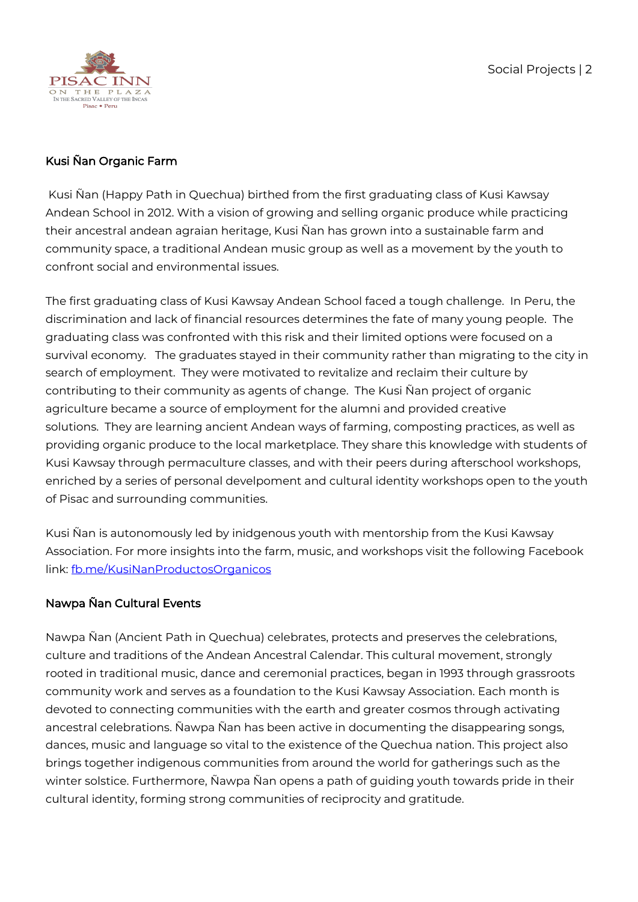### Kusi Ñan Organic Farm

Kusi Ñan (Happy Path in Quechua) birthed from the first graduating class of Kusi Kawsay Andean School in 2012. With a vision of growing and selling organic produce while practicing their ancestral andean agraian heritage, Kusi Ñan has grown into a sustainable farm and community space, a traditional Andean music group as well as a movement by the youth to confront social and environmental issues.

The first graduating class of Kusi Kawsay Andean School faced a tough challenge. In Peru, the discrimination and lack of financial resources determines the fate of many young people. The graduating class was confronted with this risk and their limited options were focused on a survival economy. The graduates stayed in their community rather than migrating to the city in search of employment. They were motivated to revitalize and reclaim their culture by contributing to their community as agents of change. The Kusi Ñan project of organic agriculture became a source of employment for the alumni and provided creative solutions. They are learning ancient Andean ways of farming, composting practices, as well as providing organic produce to the local marketplace. They share this knowledge with students of Kusi Kawsay through permaculture classes, and with their peers during afterschool workshops, enriched by a series of personal develpoment and cultural identity workshops open to the youth of Pisac and surrounding communities.

Kusi Ñan is autonomously led by inidgenous youth with mentorship from the Kusi Kawsay Association. For more insights into the farm, music, and workshops visit the following Facebook link: [fb.me/KusiNanProductosOrganicos](fb.me/KusiNanProductosOrganicos)

### Nawpa Ñan Cultural Events

Nawpa Ñan (Ancient Path in Quechua) celebrates, protects and preserves the celebrations, culture and traditions of the Andean Ancestral Calendar. This cultural movement, strongly rooted in traditional music, dance and ceremonial practices, began in 1993 through grassroots community work and serves as a foundation to the Kusi Kawsay Association. Each month is devoted to connecting communities with the earth and greater cosmos through activating ancestral celebrations. Ñawpa Ñan has been active in documenting the disappearing songs, dances, music and language so vital to the existence of the Quechua nation. This project also brings together indigenous communities from around the world for gatherings such as the winter solstice. Furthermore, Ñawpa Ñan opens a path of guiding youth towards pride in their cultural identity, forming strong communities of reciprocity and gratitude.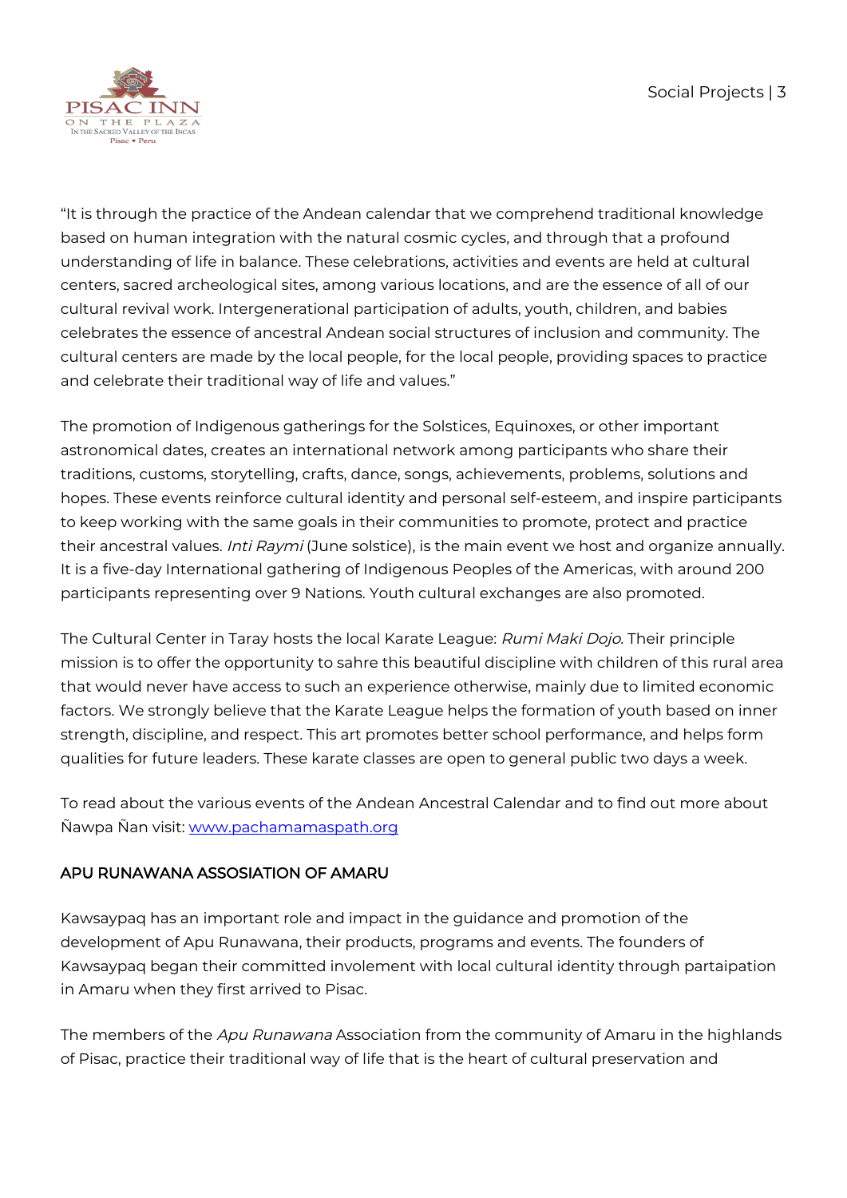"It is through the practice of the Andean calendar that we comprehend traditional knowledge based on human integration with the natural cosmic cycles, and through that a profound understanding of life in balance. These celebrations, activities and events are held at cultural centers, sacred archeological sites, among various locations, and are the essence of all of our cultural revival work. Intergenerational participation of adults, youth, children, and babies celebrates the essence of ancestral Andean social structures of inclusion and community. The cultural centers are made by the local people, for the local people, providing spaces to practice and celebrate their traditional way of life and values."

The promotion of Indigenous gatherings for the Solstices, Equinoxes, or other important astronomical dates, creates an international network among participants who share their traditions, customs, storytelling, crafts, dance, songs, achievements, problems, solutions and hopes. These events reinforce cultural identity and personal self-esteem, and inspire participants to keep working with the same goals in their communities to promote, protect and practice their ancestral values. *Inti Raymi* (June solstice), is the main event we host and organize annually. It is a five-day International gathering of Indigenous Peoples of the Americas, with around 200 participants representing over 9 Nations. Youth cultural exchanges are also promoted.

The Cultural Center in Taray hosts the local Karate League: *Rumi Maki Dojo*. Their principle mission is to offer the opportunity to sahre this beautiful discipline with children of this rural area that would never have access to such an experience otherwise, mainly due to limited economic factors. We strongly believe that the Karate League helps the formation of youth based on inner strength, discipline, and respect. This art promotes better school performance, and helps form qualities for future leaders. These karate classes are open to general public two days a week.

To read about the various events of the Andean Ancestral Calendar and to find out more about Ñawpa Ñan visit: [www.pachamamaspath.org](www.pachamamaspath.org)

## APU RUNAWANA ASSOSIATION OF AMARU

Kawsaypaq has an important role and impact in the guidance and promotion of the development of Apu Runawana, their products, programs and events. The founders of Kawsaypaq began their committed involement with local cultural identity through partaipation in Amaru when they first arrived to Pisac.

The members of the *Apu Runawana* Association from the community of Amaru in the highlands of Pisac, practice their traditional way of life that is the heart of cultural preservation and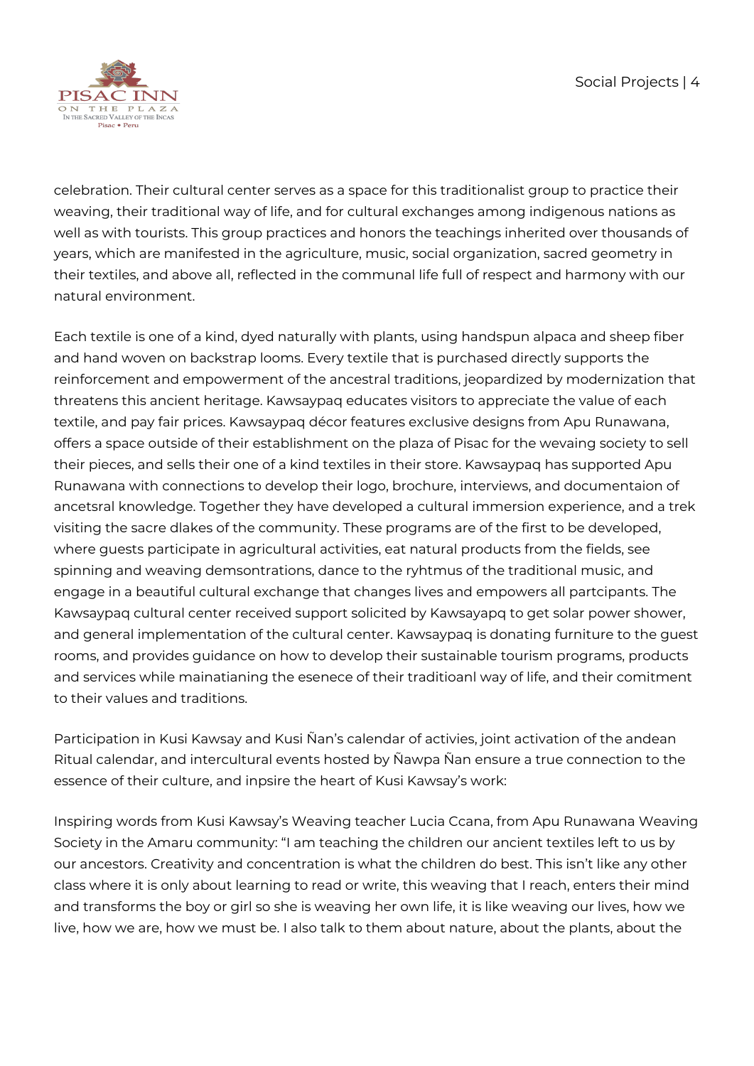celebration. Their cultural center serves as a space for this traditionalist group to practice their weaving, their traditional way of life, and for cultural exchanges among indigenous nations as well as with tourists. This group practices and honors the teachings inherited over thousands of years, which are manifested in the agriculture, music, social organization, sacred geometry in their textiles, and above all, reflected in the communal life full of respect and harmony with our natural environment.

Each textile is one of a kind, dyed naturally with plants, using handspun alpaca and sheep fiber and hand woven on backstrap looms. Every textile that is purchased directly supports the reinforcement and empowerment of the ancestral traditions, jeopardized by modernization that threatens this ancient heritage. Kawsaypaq educates visitors to appreciate the value of each textile, and pay fair prices. Kawsaypaq décor features exclusive designs from Apu Runawana, offers a space outside of their establishment on the plaza of Pisac for the wevaing society to sell their pieces, and sells their one of a kind textiles in their store. Kawsaypaq has supported Apu Runawana with connections to develop their logo, brochure, interviews, and documentaion of ancetsral knowledge. Together they have developed a cultural immersion experience, and a trek visiting the sacre dlakes of the community. These programs are of the first to be developed, where guests participate in agricultural activities, eat natural products from the fields, see spinning and weaving demsontrations, dance to the ryhtmus of the traditional music, and engage in a beautiful cultural exchange that changes lives and empowers all partcipants. The Kawsaypaq cultural center received support solicited by Kawsayapq to get solar power shower, and general implementation of the cultural center. Kawsaypaq is donating furniture to the guest rooms, and provides guidance on how to develop their sustainable tourism programs, products and services while mainatianing the esenece of their traditioanl way of life, and their comitment to their values and traditions.

Participation in Kusi Kawsay and Kusi Ñan's calendar of activies, joint activation of the andean Ritual calendar, and intercultural events hosted by Ñawpa Ñan ensure a true connection to the essence of their culture, and inpsire the heart of Kusi Kawsay's work:

Inspiring words from Kusi Kawsay's Weaving teacher Lucia Ccana, from Apu Runawana Weaving Society in the Amaru community: "I am teaching the children our ancient textiles left to us by our ancestors. Creativity and concentration is what the children do best. This isn't like any other class where it is only about learning to read or write, this weaving that I reach, enters their mind and transforms the boy or girl so she is weaving her own life, it is like weaving our lives, how we live, how we are, how we must be. I also talk to them about nature, about the plants, about the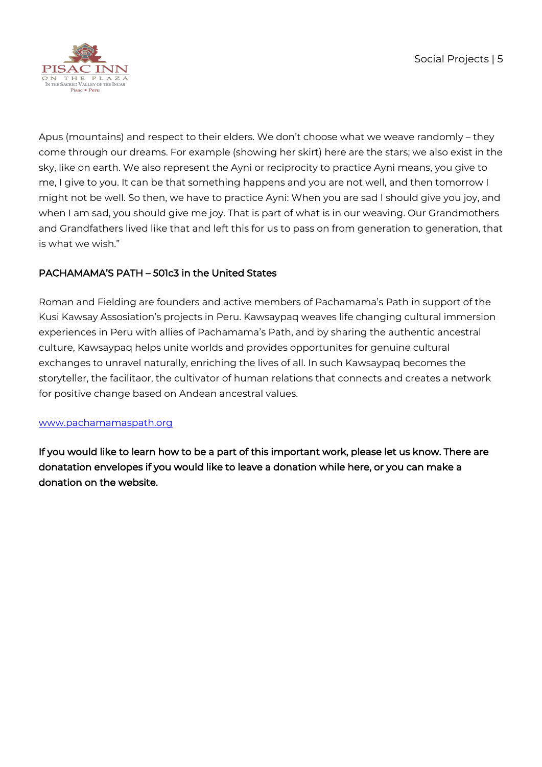Apus (mountains) and respect to their elders. We don't choose what we weave randomly – they come through our dreams. For example (showing her skirt) here are the stars; we also exist in the sky, like on earth. We also represent the Ayni or reciprocity to practice Ayni means, you give to me, I give to you. It can be that something happens and you are not well, and then tomorrow I might not be well. So then, we have to practice Ayni: When you are sad I should give you joy, and when I am sad, you should give me joy. That is part of what is in our weaving. Our Grandmothers and Grandfathers lived like that and left this for us to pass on from generation to generation, that is what we wish."

## PACHAMAMA'S PATH – 501c3 in the United States

Roman and Fielding are founders and active members of Pachamama's Path in support of the Kusi Kawsay Assosiation's projects in Peru. Kawsaypaq weaves life changing cultural immersion experiences in Peru with allies of Pachamama's Path, and by sharing the authentic ancestral culture, Kawsaypaq helps unite worlds and provides opportunites for genuine cultural exchanges to unravel naturally, enriching the lives of all. In such Kawsaypaq becomes the storyteller, the facilitaor, the cultivator of human relations that connects and creates a network for positive change based on Andean ancestral values.

[www.pachamamaspath.org](http://www.pachamamaspath.org)

**If you would like to learn how to be a part of this important work, please let us know. There are donatation envelopes if you would like to leave a donation while here, or you can make a donation on the website.**